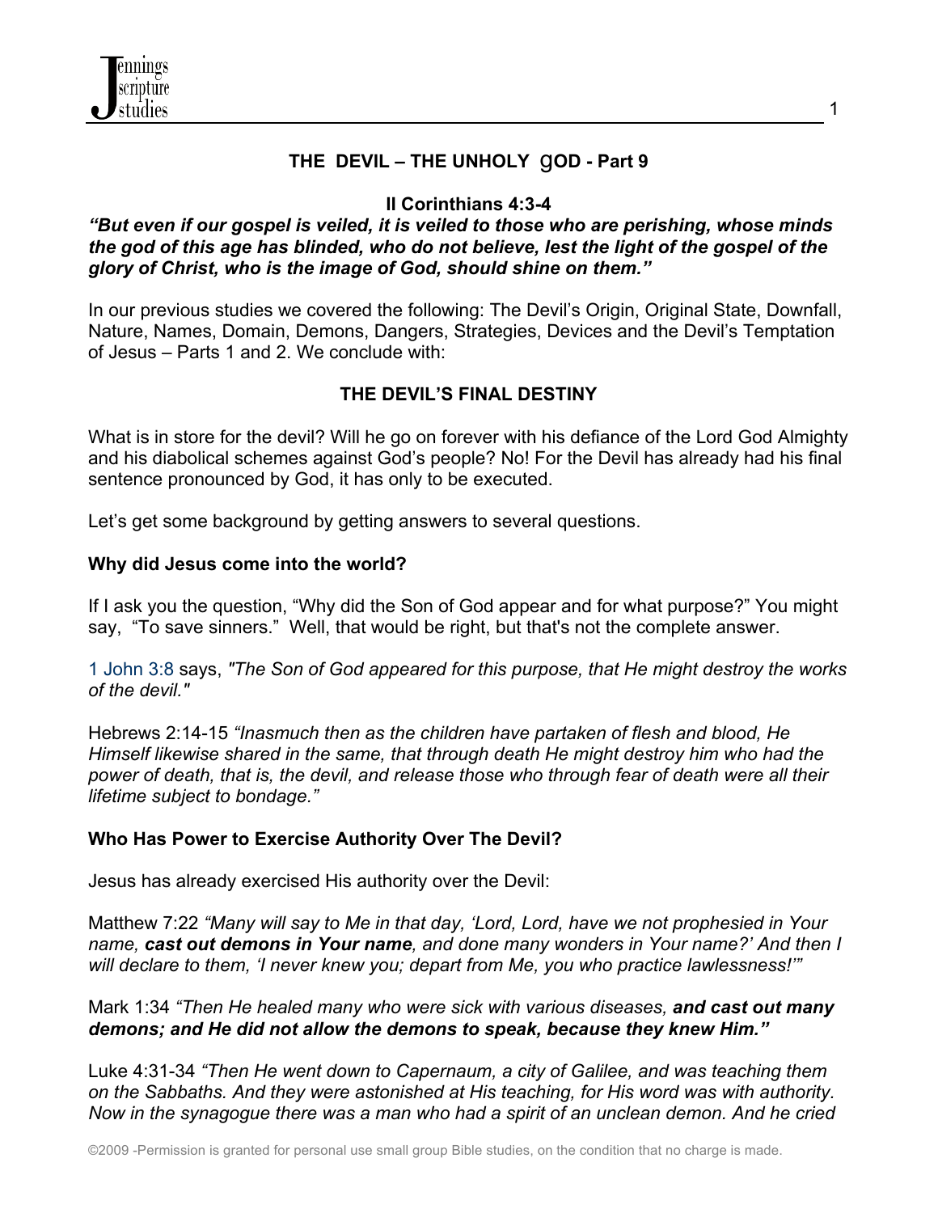## THE DEVIL – THE UNHOLY gOD - Part 9

**II Corinthians 4:3-4**

***"But even if our gospel is veiled, it is veiled to those who are perishing, whose minds the god of this age has blinded, who do not believe, lest the light of the gospel of the glory of Christ, who is the image of God, should shine on them."***

In our previous studies we covered the following: The Devil's Origin, Original State, Downfall, Nature, Names, Domain, Demons, Dangers, Strategies, Devices and the Devil's Temptation of Jesus – Parts 1 and 2. We conclude with:

### THE DEVIL'S FINAL DESTINY

What is in store for the devil? Will he go on forever with his defiance of the Lord God Almighty and his diabolical schemes against God's people? No! For the Devil has already had his final sentence pronounced by God, it has only to be executed.

Let's get some background by getting answers to several questions.

**Why did Jesus come into the world?**

If I ask you the question, "Why did the Son of God appear and for what purpose?" You might say, "To save sinners." Well, that would be right, but that's not the complete answer.

1 John 3:8 says, *"The Son of God appeared for this purpose, that He might destroy the works of the devil."*

Hebrews 2:14-15 *"Inasmuch then as the children have partaken of flesh and blood, He Himself likewise shared in the same, that through death He might destroy him who had the power of death, that is, the devil, and release those who through fear of death were all their lifetime subject to bondage."*

**Who Has Power to Exercise Authority Over The Devil?**

Jesus has already exercised His authority over the Devil:

Matthew 7:22 *"Many will say to Me in that day, 'Lord, Lord, have we not prophesied in Your name,* ***cast out demons in Your name****, and done many wonders in Your name?' And then I will declare to them, 'I never knew you; depart from Me, you who practice lawlessness!'"*

Mark 1:34 *"Then He healed many who were sick with various diseases,* ***and cast out many demons; and He did not allow the demons to speak, because they knew Him."***

Luke 4:31-34 *"Then He went down to Capernaum, a city of Galilee, and was teaching them on the Sabbaths. And they were astonished at His teaching, for His word was with authority. Now in the synagogue there was a man who had a spirit of an unclean demon. And he cried*

©2009 -Permission is granted for personal use small group Bible studies, on the condition that no charge is made.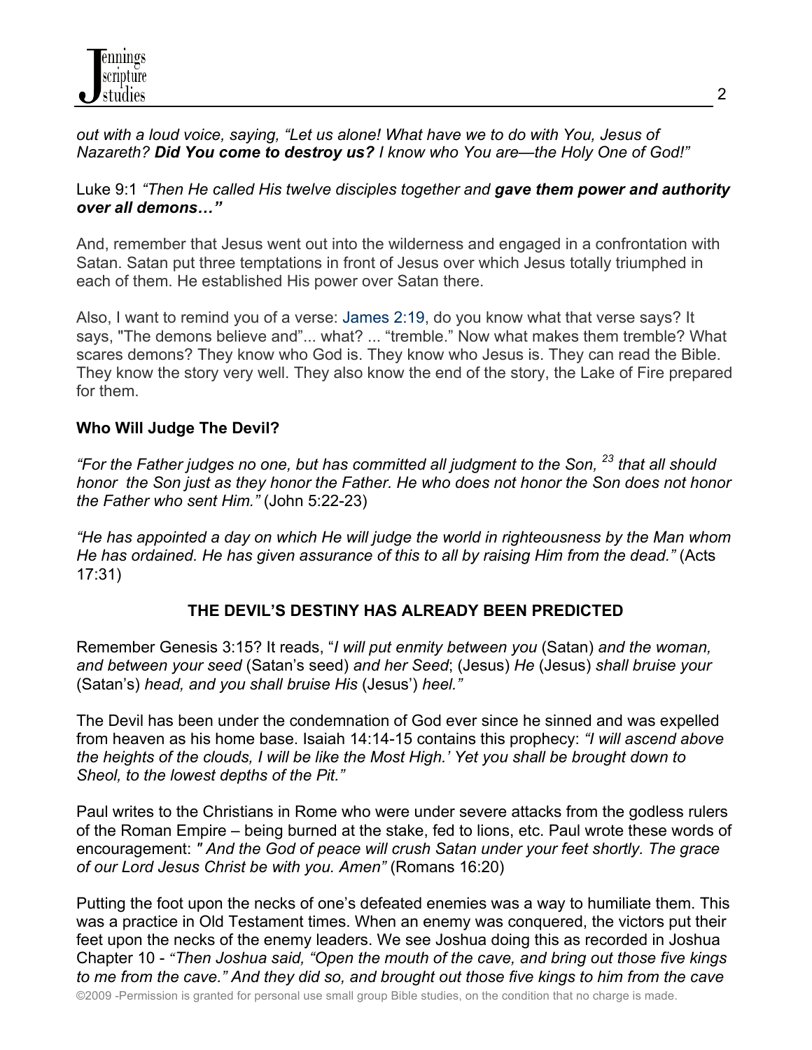*out with a loud voice, saying, "Let us alone! What have we to do with You, Jesus of Nazareth? **Did You come to destroy us?** I know who You are—the Holy One of God!"*

Luke 9:1 *"Then He called His twelve disciples together and **gave them power and authority over all demons…"***

And, remember that Jesus went out into the wilderness and engaged in a confrontation with Satan. Satan put three temptations in front of Jesus over which Jesus totally triumphed in each of them. He established His power over Satan there.

Also, I want to remind you of a verse: James 2:19, do you know what that verse says? It says, "The demons believe and"... what? ... "tremble." Now what makes them tremble? What scares demons? They know who God is. They know who Jesus is. They can read the Bible. They know the story very well. They also know the end of the story, the Lake of Fire prepared for them.

**Who Will Judge The Devil?**

*"For the Father judges no one, but has committed all judgment to the Son, [23] that all should honor the Son just as they honor the Father. He who does not honor the Son does not honor the Father who sent Him."* (John 5:22-23)

*"He has appointed a day on which He will judge the world in righteousness by the Man whom He has ordained. He has given assurance of this to all by raising Him from the dead."* (Acts 17:31)

## THE DEVIL'S DESTINY HAS ALREADY BEEN PREDICTED

Remember Genesis 3:15? It reads, "*I will put enmity between you* (Satan) *and the woman, and between your seed* (Satan's seed) *and her Seed*; (Jesus) *He* (Jesus) *shall bruise your* (Satan's) *head, and you shall bruise His* (Jesus') *heel."*

The Devil has been under the condemnation of God ever since he sinned and was expelled from heaven as his home base. Isaiah 14:14-15 contains this prophecy: *"I will ascend above the heights of the clouds, I will be like the Most High.' Yet you shall be brought down to Sheol, to the lowest depths of the Pit."*

Paul writes to the Christians in Rome who were under severe attacks from the godless rulers of the Roman Empire – being burned at the stake, fed to lions, etc. Paul wrote these words of encouragement: *" And the God of peace will crush Satan under your feet shortly. The grace of our Lord Jesus Christ be with you. Amen"* (Romans 16:20)

Putting the foot upon the necks of one's defeated enemies was a way to humiliate them. This was a practice in Old Testament times. When an enemy was conquered, the victors put their feet upon the necks of the enemy leaders. We see Joshua doing this as recorded in Joshua Chapter 10 - *"Then Joshua said, "Open the mouth of the cave, and bring out those five kings to me from the cave." And they did so, and brought out those five kings to him from the cave*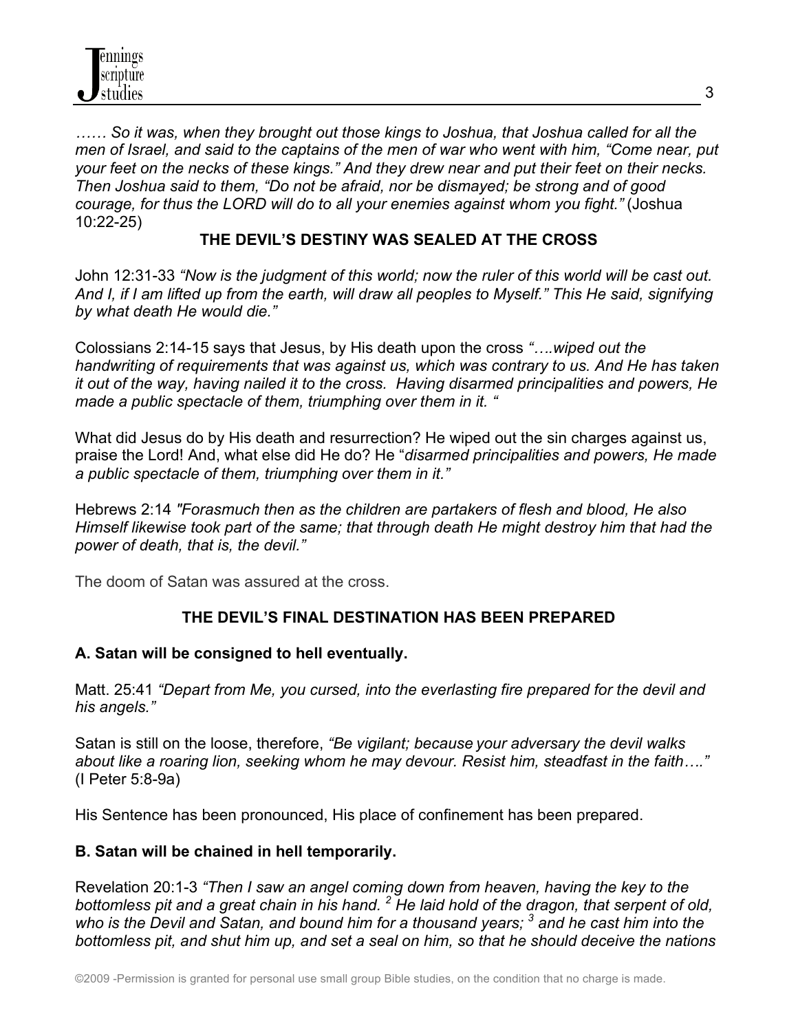*…… So it was, when they brought out those kings to Joshua, that Joshua called for all the men of Israel, and said to the captains of the men of war who went with him, "Come near, put your feet on the necks of these kings." And they drew near and put their feet on their necks. Then Joshua said to them, "Do not be afraid, nor be dismayed; be strong and of good courage, for thus the LORD will do to all your enemies against whom you fight."* (Joshua 10:22-25)

**THE DEVIL'S DESTINY WAS SEALED AT THE CROSS**

John 12:31-33 *"Now is the judgment of this world; now the ruler of this world will be cast out. And I, if I am lifted up from the earth, will draw all peoples to Myself." This He said, signifying by what death He would die."*

Colossians 2:14-15 says that Jesus, by His death upon the cross *"….wiped out the handwriting of requirements that was against us, which was contrary to us. And He has taken it out of the way, having nailed it to the cross. Having disarmed principalities and powers, He made a public spectacle of them, triumphing over them in it. "*

What did Jesus do by His death and resurrection? He wiped out the sin charges against us, praise the Lord! And, what else did He do? He "*disarmed principalities and powers, He made a public spectacle of them, triumphing over them in it."*

Hebrews 2:14 *"Forasmuch then as the children are partakers of flesh and blood, He also Himself likewise took part of the same; that through death He might destroy him that had the power of death, that is, the devil."*

The doom of Satan was assured at the cross.

**THE DEVIL'S FINAL DESTINATION HAS BEEN PREPARED**

**A. Satan will be consigned to hell eventually.**

Matt. 25:41 *"Depart from Me, you cursed, into the everlasting fire prepared for the devil and his angels."*

Satan is still on the loose, therefore, *"Be vigilant; because your adversary the devil walks about like a roaring lion, seeking whom he may devour. Resist him, steadfast in the faith…."* (I Peter 5:8-9a)

His Sentence has been pronounced, His place of confinement has been prepared.

**B. Satan will be chained in hell temporarily.**

Revelation 20:1-3 *"Then I saw an angel coming down from heaven, having the key to the bottomless pit and a great chain in his hand. [2] He laid hold of the dragon, that serpent of old, who is the Devil and Satan, and bound him for a thousand years; [3] and he cast him into the bottomless pit, and shut him up, and set a seal on him, so that he should deceive the nations*

©2009 -Permission is granted for personal use small group Bible studies, on the condition that no charge is made.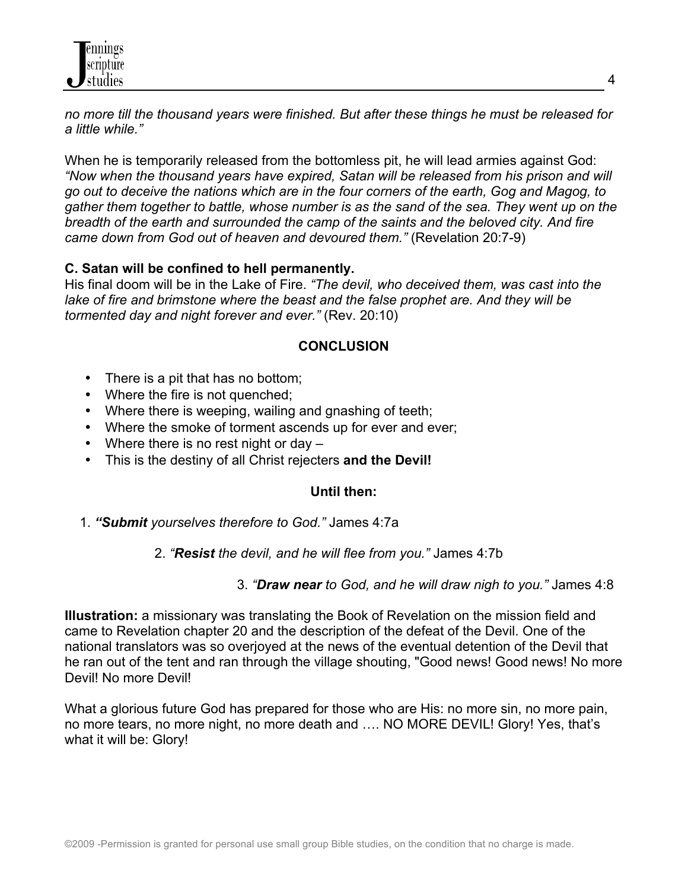*no more till the thousand years were finished. But after these things he must be released for a little while."*

When he is temporarily released from the bottomless pit, he will lead armies against God: *"Now when the thousand years have expired, Satan will be released from his prison and will go out to deceive the nations which are in the four corners of the earth, Gog and Magog, to gather them together to battle, whose number is as the sand of the sea. They went up on the breadth of the earth and surrounded the camp of the saints and the beloved city. And fire came down from God out of heaven and devoured them."* (Revelation 20:7-9)

**C. Satan will be confined to hell permanently.**

His final doom will be in the Lake of Fire. *"The devil, who deceived them, was cast into the lake of fire and brimstone where the beast and the false prophet are. And they will be tormented day and night forever and ever."* (Rev. 20:10)

## CONCLUSION

- There is a pit that has no bottom;
- Where the fire is not quenched;
- Where there is weeping, wailing and gnashing of teeth;
- Where the smoke of torment ascends up for ever and ever;
- Where there is no rest night or day –
- This is the destiny of all Christ rejecters **and the Devil!**

**Until then:**

1. ***"Submit** yourselves therefore to God."* James 4:7a
2. *"**Resist** the devil, and he will flee from you."* James 4:7b
3. *"**Draw near** to God, and he will draw nigh to you."* James 4:8

**Illustration:** a missionary was translating the Book of Revelation on the mission field and came to Revelation chapter 20 and the description of the defeat of the Devil. One of the national translators was so overjoyed at the news of the eventual detention of the Devil that he ran out of the tent and ran through the village shouting, "Good news! Good news! No more Devil! No more Devil!

What a glorious future God has prepared for those who are His: no more sin, no more pain, no more tears, no more night, no more death and …. NO MORE DEVIL! Glory! Yes, that's what it will be: Glory!

©2009 -Permission is granted for personal use small group Bible studies, on the condition that no charge is made.